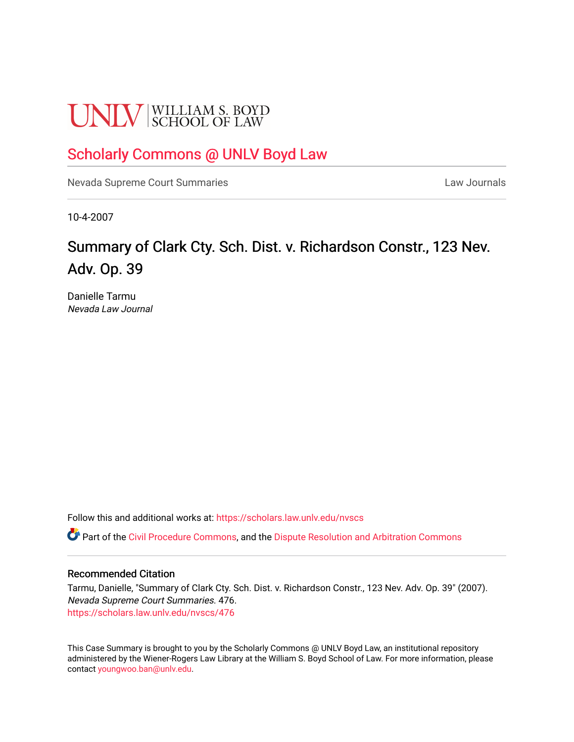UNLV | WILLIAM S. BOYD SCHOOL OF LAW

## Scholarly Commons @ UNLV Boyd Law

Nevada Supreme Court Summaries | Law Journals

10-4-2007

# Summary of Clark Cty. Sch. Dist. v. Richardson Constr., 123 Nev. Adv. Op. 39

Danielle Tarmu
*Nevada Law Journal*

Follow this and additional works at: https://scholars.law.unlv.edu/nvscs

Part of the Civil Procedure Commons, and the Dispute Resolution and Arbitration Commons

### Recommended Citation

Tarmu, Danielle, "Summary of Clark Cty. Sch. Dist. v. Richardson Constr., 123 Nev. Adv. Op. 39" (2007). *Nevada Supreme Court Summaries*. 476.
https://scholars.law.unlv.edu/nvscs/476

This Case Summary is brought to you by the Scholarly Commons @ UNLV Boyd Law, an institutional repository administered by the Wiener-Rogers Law Library at the William S. Boyd School of Law. For more information, please contact youngwoo.ban@unlv.edu.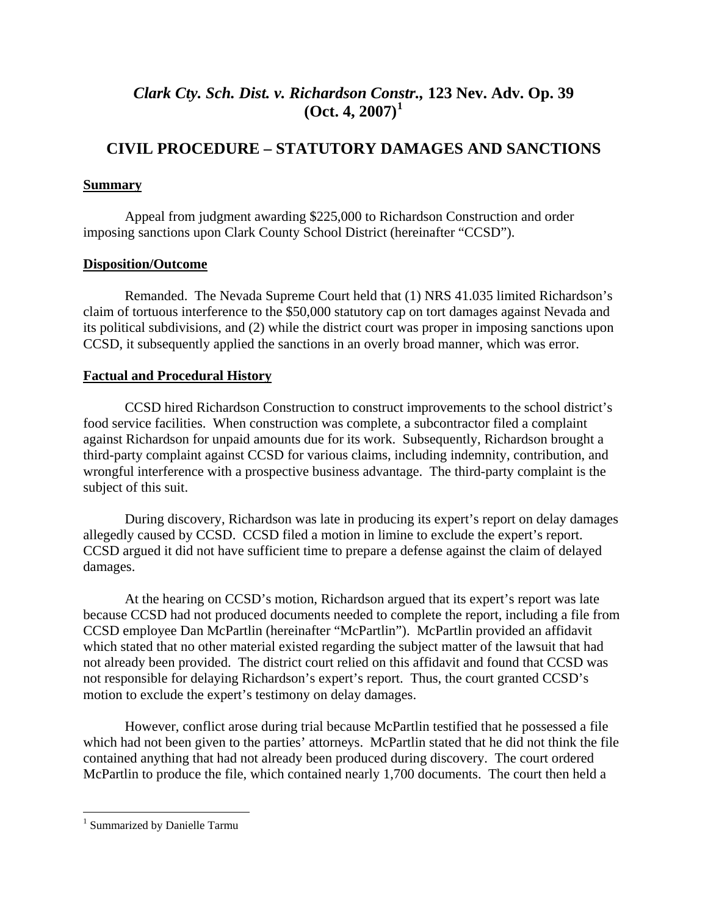# *Clark Cty. Sch. Dist. v. Richardson Constr.,* 123 Nev. Adv. Op. 39 (Oct. 4, 2007)[1]

## CIVIL PROCEDURE – STATUTORY DAMAGES AND SANCTIONS

### Summary

Appeal from judgment awarding $225,000 to Richardson Construction and order imposing sanctions upon Clark County School District (hereinafter "CCSD").

### Disposition/Outcome

Remanded. The Nevada Supreme Court held that (1) NRS 41.035 limited Richardson's claim of tortuous interference to the $50,000 statutory cap on tort damages against Nevada and its political subdivisions, and (2) while the district court was proper in imposing sanctions upon CCSD, it subsequently applied the sanctions in an overly broad manner, which was error.

### Factual and Procedural History

CCSD hired Richardson Construction to construct improvements to the school district's food service facilities. When construction was complete, a subcontractor filed a complaint against Richardson for unpaid amounts due for its work. Subsequently, Richardson brought a third-party complaint against CCSD for various claims, including indemnity, contribution, and wrongful interference with a prospective business advantage. The third-party complaint is the subject of this suit.

During discovery, Richardson was late in producing its expert's report on delay damages allegedly caused by CCSD. CCSD filed a motion in limine to exclude the expert's report. CCSD argued it did not have sufficient time to prepare a defense against the claim of delayed damages.

At the hearing on CCSD's motion, Richardson argued that its expert's report was late because CCSD had not produced documents needed to complete the report, including a file from CCSD employee Dan McPartlin (hereinafter "McPartlin"). McPartlin provided an affidavit which stated that no other material existed regarding the subject matter of the lawsuit that had not already been provided. The district court relied on this affidavit and found that CCSD was not responsible for delaying Richardson's expert's report. Thus, the court granted CCSD's motion to exclude the expert's testimony on delay damages.

However, conflict arose during trial because McPartlin testified that he possessed a file which had not been given to the parties' attorneys. McPartlin stated that he did not think the file contained anything that had not already been produced during discovery. The court ordered McPartlin to produce the file, which contained nearly 1,700 documents. The court then held a

[1] Summarized by Danielle Tarmu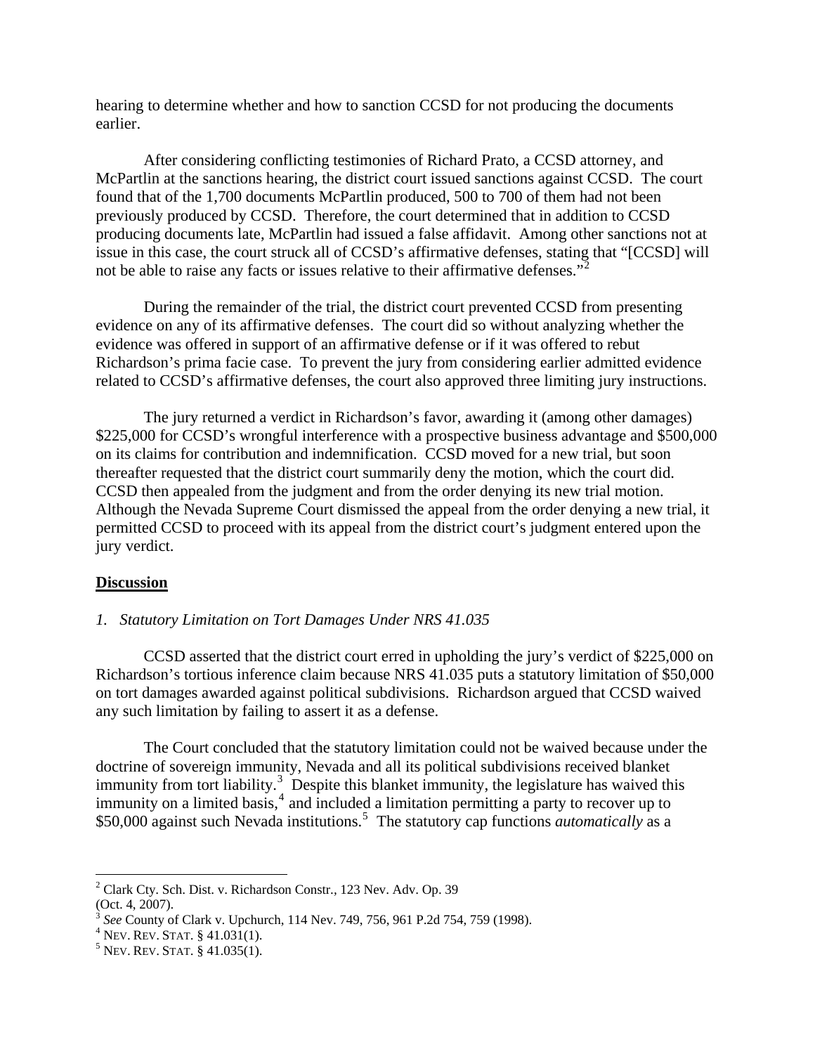hearing to determine whether and how to sanction CCSD for not producing the documents earlier.

After considering conflicting testimonies of Richard Prato, a CCSD attorney, and McPartlin at the sanctions hearing, the district court issued sanctions against CCSD. The court found that of the 1,700 documents McPartlin produced, 500 to 700 of them had not been previously produced by CCSD. Therefore, the court determined that in addition to CCSD producing documents late, McPartlin had issued a false affidavit. Among other sanctions not at issue in this case, the court struck all of CCSD's affirmative defenses, stating that "[CCSD] will not be able to raise any facts or issues relative to their affirmative defenses."[2]

During the remainder of the trial, the district court prevented CCSD from presenting evidence on any of its affirmative defenses. The court did so without analyzing whether the evidence was offered in support of an affirmative defense or if it was offered to rebut Richardson's prima facie case. To prevent the jury from considering earlier admitted evidence related to CCSD's affirmative defenses, the court also approved three limiting jury instructions.

The jury returned a verdict in Richardson's favor, awarding it (among other damages) $225,000 for CCSD's wrongful interference with a prospective business advantage and $500,000 on its claims for contribution and indemnification. CCSD moved for a new trial, but soon thereafter requested that the district court summarily deny the motion, which the court did. CCSD then appealed from the judgment and from the order denying its new trial motion. Although the Nevada Supreme Court dismissed the appeal from the order denying a new trial, it permitted CCSD to proceed with its appeal from the district court's judgment entered upon the jury verdict.

**Discussion**

*1. Statutory Limitation on Tort Damages Under NRS 41.035*

CCSD asserted that the district court erred in upholding the jury's verdict of $225,000 on Richardson's tortious inference claim because NRS 41.035 puts a statutory limitation of $50,000 on tort damages awarded against political subdivisions. Richardson argued that CCSD waived any such limitation by failing to assert it as a defense.

The Court concluded that the statutory limitation could not be waived because under the doctrine of sovereign immunity, Nevada and all its political subdivisions received blanket immunity from tort liability.[3] Despite this blanket immunity, the legislature has waived this immunity on a limited basis,[4] and included a limitation permitting a party to recover up to $50,000 against such Nevada institutions.[5] The statutory cap functions *automatically* as a

---

[2] Clark Cty. Sch. Dist. v. Richardson Constr., 123 Nev. Adv. Op. 39 (Oct. 4, 2007).

[3] *See* County of Clark v. Upchurch, 114 Nev. 749, 756, 961 P.2d 754, 759 (1998).

[4] NEV. REV. STAT. § 41.031(1).

[5] NEV. REV. STAT. § 41.035(1).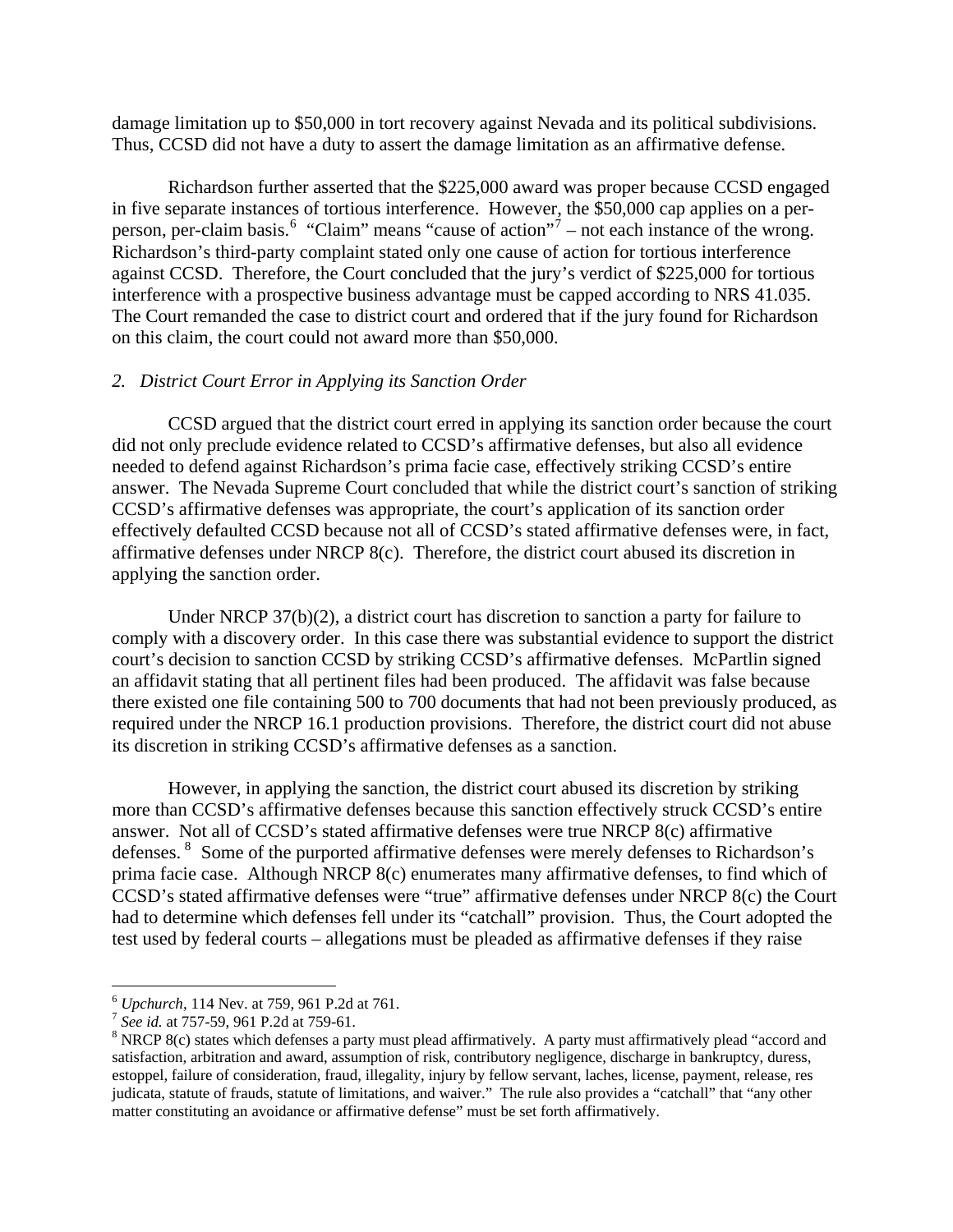damage limitation up to $50,000 in tort recovery against Nevada and its political subdivisions. Thus, CCSD did not have a duty to assert the damage limitation as an affirmative defense.

Richardson further asserted that the $225,000 award was proper because CCSD engaged in five separate instances of tortious interference. However, the $50,000 cap applies on a per-person, per-claim basis.[6] "Claim" means "cause of action"[7] – not each instance of the wrong. Richardson's third-party complaint stated only one cause of action for tortious interference against CCSD. Therefore, the Court concluded that the jury's verdict of $225,000 for tortious interference with a prospective business advantage must be capped according to NRS 41.035. The Court remanded the case to district court and ordered that if the jury found for Richardson on this claim, the court could not award more than $50,000.

*2. District Court Error in Applying its Sanction Order*

CCSD argued that the district court erred in applying its sanction order because the court did not only preclude evidence related to CCSD's affirmative defenses, but also all evidence needed to defend against Richardson's prima facie case, effectively striking CCSD's entire answer. The Nevada Supreme Court concluded that while the district court's sanction of striking CCSD's affirmative defenses was appropriate, the court's application of its sanction order effectively defaulted CCSD because not all of CCSD's stated affirmative defenses were, in fact, affirmative defenses under NRCP 8(c). Therefore, the district court abused its discretion in applying the sanction order.

Under NRCP 37(b)(2), a district court has discretion to sanction a party for failure to comply with a discovery order. In this case there was substantial evidence to support the district court's decision to sanction CCSD by striking CCSD's affirmative defenses. McPartlin signed an affidavit stating that all pertinent files had been produced. The affidavit was false because there existed one file containing 500 to 700 documents that had not been previously produced, as required under the NRCP 16.1 production provisions. Therefore, the district court did not abuse its discretion in striking CCSD's affirmative defenses as a sanction.

However, in applying the sanction, the district court abused its discretion by striking more than CCSD's affirmative defenses because this sanction effectively struck CCSD's entire answer. Not all of CCSD's stated affirmative defenses were true NRCP 8(c) affirmative defenses.[8] Some of the purported affirmative defenses were merely defenses to Richardson's prima facie case. Although NRCP 8(c) enumerates many affirmative defenses, to find which of CCSD's stated affirmative defenses were "true" affirmative defenses under NRCP 8(c) the Court had to determine which defenses fell under its "catchall" provision. Thus, the Court adopted the test used by federal courts – allegations must be pleaded as affirmative defenses if they raise

---

[6] *Upchurch*, 114 Nev. at 759, 961 P.2d at 761.

[7] *See id.* at 757-59, 961 P.2d at 759-61.

[8] NRCP 8(c) states which defenses a party must plead affirmatively. A party must affirmatively plead "accord and satisfaction, arbitration and award, assumption of risk, contributory negligence, discharge in bankruptcy, duress, estoppel, failure of consideration, fraud, illegality, injury by fellow servant, laches, license, payment, release, res judicata, statute of frauds, statute of limitations, and waiver." The rule also provides a "catchall" that "any other matter constituting an avoidance or affirmative defense" must be set forth affirmatively.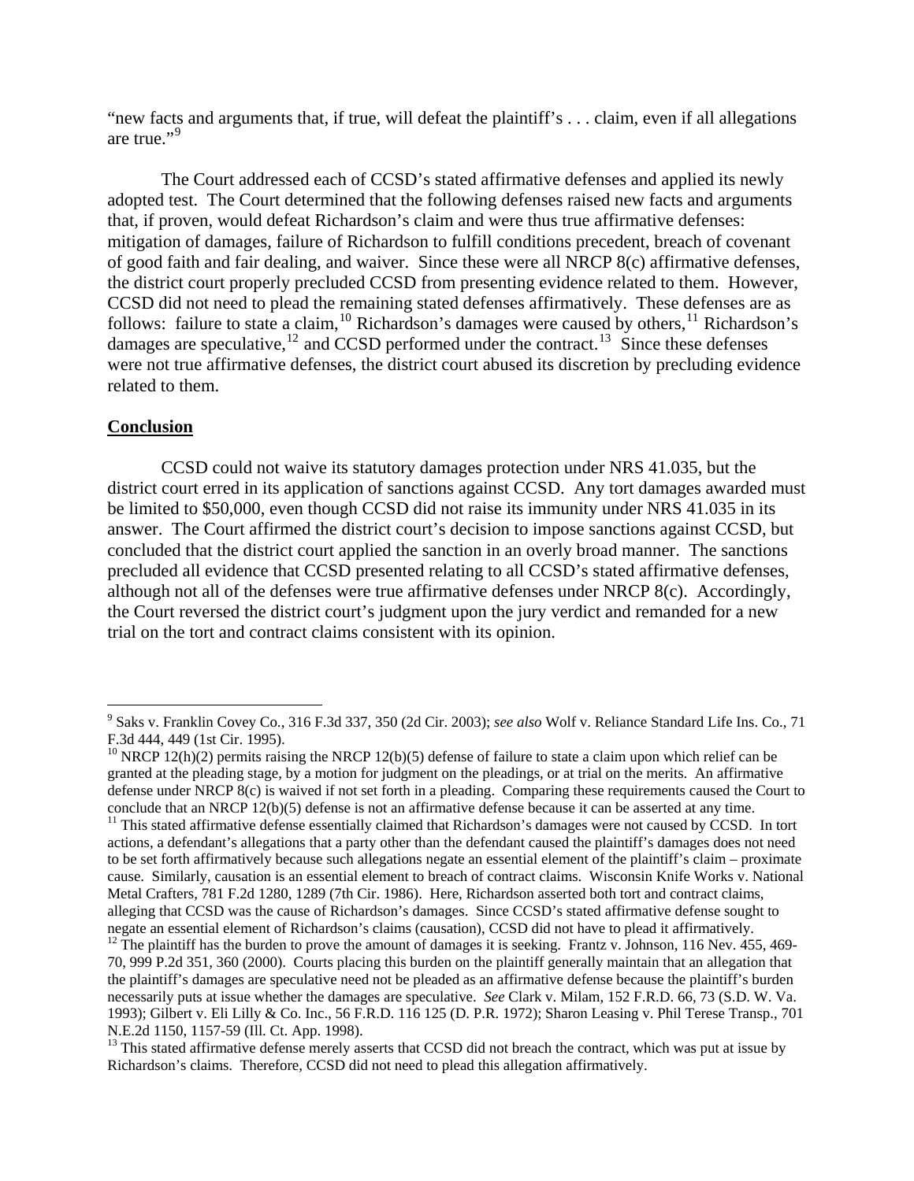"new facts and arguments that, if true, will defeat the plaintiff's . . . claim, even if all allegations are true."[9]

The Court addressed each of CCSD's stated affirmative defenses and applied its newly adopted test. The Court determined that the following defenses raised new facts and arguments that, if proven, would defeat Richardson's claim and were thus true affirmative defenses: mitigation of damages, failure of Richardson to fulfill conditions precedent, breach of covenant of good faith and fair dealing, and waiver. Since these were all NRCP 8(c) affirmative defenses, the district court properly precluded CCSD from presenting evidence related to them. However, CCSD did not need to plead the remaining stated defenses affirmatively. These defenses are as follows: failure to state a claim,[10] Richardson's damages were caused by others,[11] Richardson's damages are speculative,[12] and CCSD performed under the contract.[13] Since these defenses were not true affirmative defenses, the district court abused its discretion by precluding evidence related to them.

**Conclusion**

CCSD could not waive its statutory damages protection under NRS 41.035, but the district court erred in its application of sanctions against CCSD. Any tort damages awarded must be limited to $50,000, even though CCSD did not raise its immunity under NRS 41.035 in its answer. The Court affirmed the district court's decision to impose sanctions against CCSD, but concluded that the district court applied the sanction in an overly broad manner. The sanctions precluded all evidence that CCSD presented relating to all CCSD's stated affirmative defenses, although not all of the defenses were true affirmative defenses under NRCP 8(c). Accordingly, the Court reversed the district court's judgment upon the jury verdict and remanded for a new trial on the tort and contract claims consistent with its opinion.

---

[9] Saks v. Franklin Covey Co., 316 F.3d 337, 350 (2d Cir. 2003); *see also* Wolf v. Reliance Standard Life Ins. Co., 71 F.3d 444, 449 (1st Cir. 1995).

[10] NRCP 12(h)(2) permits raising the NRCP 12(b)(5) defense of failure to state a claim upon which relief can be granted at the pleading stage, by a motion for judgment on the pleadings, or at trial on the merits. An affirmative defense under NRCP 8(c) is waived if not set forth in a pleading. Comparing these requirements caused the Court to conclude that an NRCP 12(b)(5) defense is not an affirmative defense because it can be asserted at any time.

[11] This stated affirmative defense essentially claimed that Richardson's damages were not caused by CCSD. In tort actions, a defendant's allegations that a party other than the defendant caused the plaintiff's damages does not need to be set forth affirmatively because such allegations negate an essential element of the plaintiff's claim – proximate cause. Similarly, causation is an essential element to breach of contract claims. Wisconsin Knife Works v. National Metal Crafters, 781 F.2d 1280, 1289 (7th Cir. 1986). Here, Richardson asserted both tort and contract claims, alleging that CCSD was the cause of Richardson's damages. Since CCSD's stated affirmative defense sought to negate an essential element of Richardson's claims (causation), CCSD did not have to plead it affirmatively.

[12] The plaintiff has the burden to prove the amount of damages it is seeking. Frantz v. Johnson, 116 Nev. 455, 469-70, 999 P.2d 351, 360 (2000). Courts placing this burden on the plaintiff generally maintain that an allegation that the plaintiff's damages are speculative need not be pleaded as an affirmative defense because the plaintiff's burden necessarily puts at issue whether the damages are speculative. *See* Clark v. Milam, 152 F.R.D. 66, 73 (S.D. W. Va. 1993); Gilbert v. Eli Lilly & Co. Inc., 56 F.R.D. 116 125 (D. P.R. 1972); Sharon Leasing v. Phil Terese Transp., 701 N.E.2d 1150, 1157-59 (Ill. Ct. App. 1998).

[13] This stated affirmative defense merely asserts that CCSD did not breach the contract, which was put at issue by Richardson's claims. Therefore, CCSD did not need to plead this allegation affirmatively.